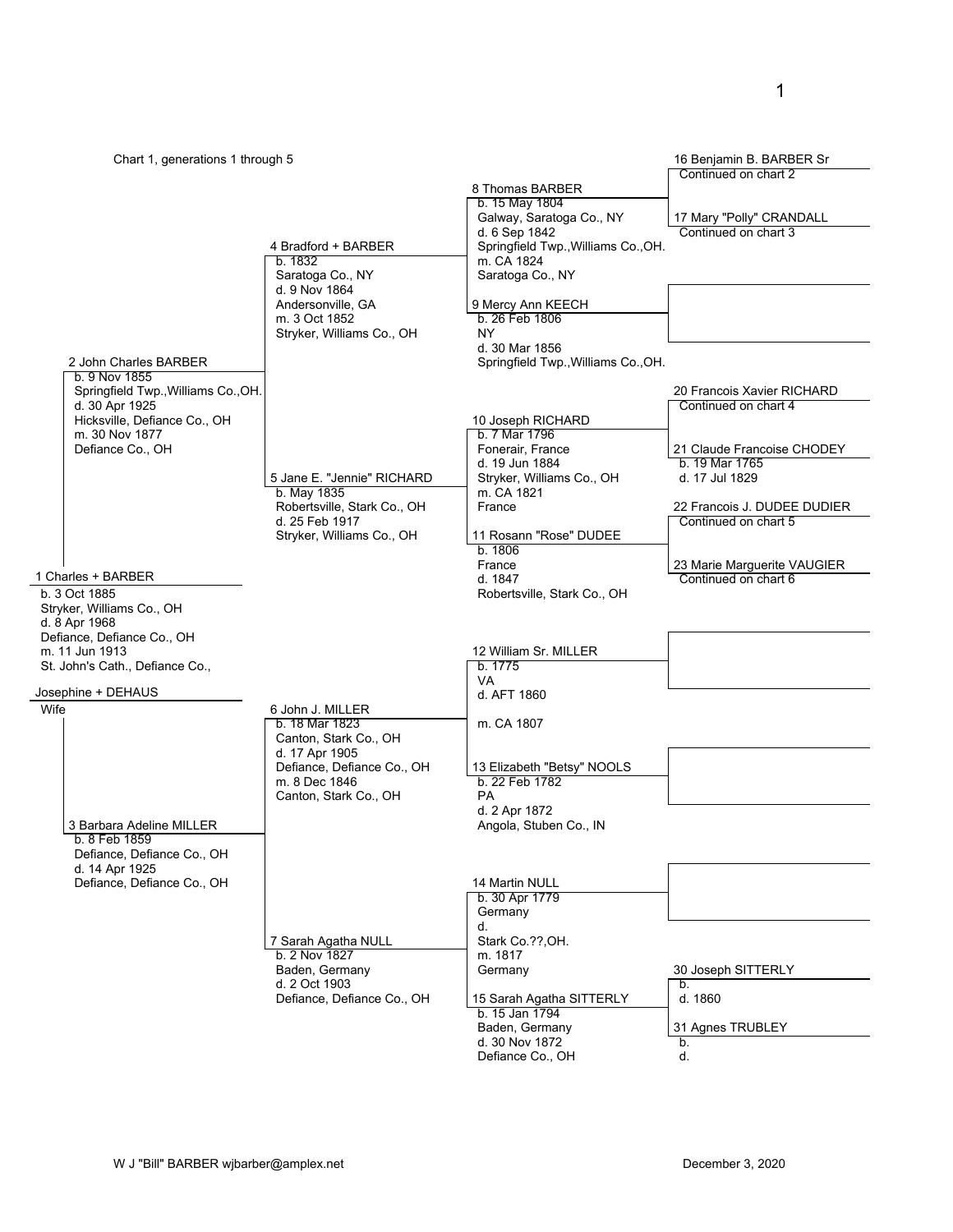Chart 1, generations 1 through 5

**1 Charles + BARBER**
b. 3 Oct 1885
Stryker, Williams Co., OH
d. 8 Apr 1968
Defiance, Defiance Co., OH
m. 11 Jun 1913
St. John's Cath., Defiance Co.,

**Josephine + DEHAUS**
Wife

**2 John Charles BARBER**
b. 9 Nov 1855
Springfield Twp.,Williams Co.,OH.
d. 30 Apr 1925
Hicksville, Defiance Co., OH
m. 30 Nov 1877
Defiance Co., OH

**3 Barbara Adeline MILLER**
b. 8 Feb 1859
Defiance, Defiance Co., OH
d. 14 Apr 1925
Defiance, Defiance Co., OH

**4 Bradford + BARBER**
b. 1832
Saratoga Co., NY
d. 9 Nov 1864
Andersonville, GA
m. 3 Oct 1852
Stryker, Williams Co., OH

**5 Jane E. "Jennie" RICHARD**
b. May 1835
Robertsville, Stark Co., OH
d. 25 Feb 1917
Stryker, Williams Co., OH

**6 John J. MILLER**
b. 18 Mar 1823
Canton, Stark Co., OH
d. 17 Apr 1905
Defiance, Defiance Co., OH
m. 8 Dec 1846
Canton, Stark Co., OH

**7 Sarah Agatha NULL**
b. 2 Nov 1827
Baden, Germany
d. 2 Oct 1903
Defiance, Defiance Co., OH

**8 Thomas BARBER**
b. 15 May 1804
Galway, Saratoga Co., NY
d. 6 Sep 1842
Springfield Twp.,Williams Co.,OH.
m. CA 1824
Saratoga Co., NY

**9 Mercy Ann KEECH**
b. 26 Feb 1806
NY
d. 30 Mar 1856
Springfield Twp.,Williams Co.,OH.

**10 Joseph RICHARD**
b. 7 Mar 1796
Fonerair, France
d. 19 Jun 1884
Stryker, Williams Co., OH
m. CA 1821
France

**11 Rosann "Rose" DUDEE**
b. 1806
France
d. 1847
Robertsville, Stark Co., OH

**12 William Sr. MILLER**
b. 1775
VA
d. AFT 1860

m. CA 1807

**13 Elizabeth "Betsy" NOOLS**
b. 22 Feb 1782
PA
d. 2 Apr 1872
Angola, Stuben Co., IN

**14 Martin NULL**
b. 30 Apr 1779
Germany
d.
Stark Co.??,OH.
m. 1817
Germany

**15 Sarah Agatha SITTERLY**
b. 15 Jan 1794
Baden, Germany
d. 30 Nov 1872
Defiance Co., OH

**16 Benjamin B. BARBER Sr**
Continued on chart 2

**17 Mary "Polly" CRANDALL**
Continued on chart 3

**20 Francois Xavier RICHARD**
Continued on chart 4

**21 Claude Francoise CHODEY**
b. 19 Mar 1765
d. 17 Jul 1829

**22 Francois J. DUDEE DUDIER**
Continued on chart 5

**23 Marie Marguerite VAUGIER**
Continued on chart 6

**30 Joseph SITTERLY**
b.
d. 1860

**31 Agnes TRUBLEY**
b.
d.

W J "Bill" BARBER wjbarber@amplex.net — December 3, 2020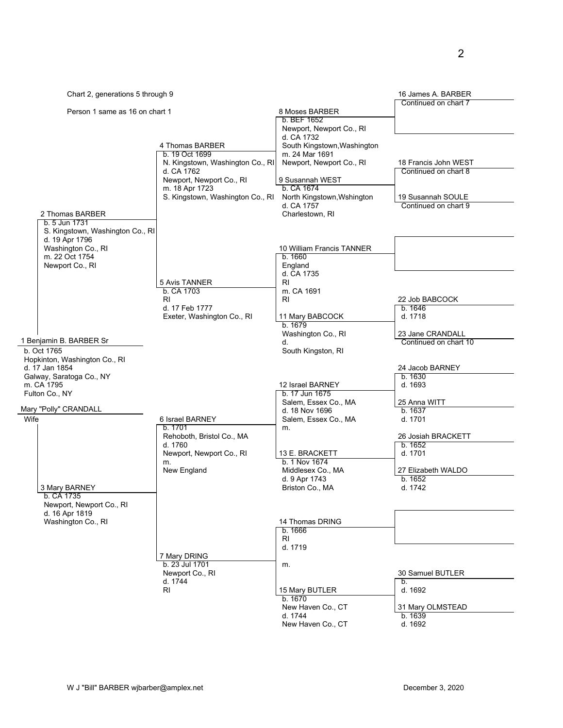Chart 2, generations 5 through 9

Person 1 same as 16 on chart 1

**1 Benjamin B. BARBER Sr**
b. Oct 1765
Hopkinton, Washington Co., RI
d. 17 Jan 1854
Galway, Saratoga Co., NY
m. CA 1795
Fulton Co., NY

**Mary "Polly" CRANDALL**
Wife

**2 Thomas BARBER**
b. 5 Jun 1731
S. Kingstown, Washington Co., RI
d. 19 Apr 1796
Washington Co., RI
m. 22 Oct 1754
Newport Co., RI

**3 Mary BARNEY**
b. CA 1735
Newport, Newport Co., RI
d. 16 Apr 1819
Washington Co., RI

**4 Thomas BARBER**
b. 19 Oct 1699
N. Kingstown, Washington Co., RI
d. CA 1762
Newport, Newport Co., RI
m. 18 Apr 1723
S. Kingstown, Washington Co., RI

**5 Avis TANNER**
b. CA 1703
RI
d. 17 Feb 1777
Exeter, Washington Co., RI

**6 Israel BARNEY**
b. 1701
Rehoboth, Bristol Co., MA
d. 1760
Newport, Newport Co., RI
m.
New England

**7 Mary DRING**
b. 23 Jul 1701
Newport Co., RI
d. 1744
RI

**8 Moses BARBER**
b. BEF 1652
Newport, Newport Co., RI
d. CA 1732
South Kingstown,Washington
m. 24 Mar 1691
Newport, Newport Co., RI

**9 Susannah WEST**
b. CA 1674
North Kingstown,Wshington
d. CA 1757
Charlestown, RI

**10 William Francis TANNER**
b. 1660
England
d. CA 1735
RI
m. CA 1691
RI

**11 Mary BABCOCK**
b. 1679
Washington Co., RI
d.
South Kingston, RI

**12 Israel BARNEY**
b. 17 Jun 1675
Salem, Essex Co., MA
d. 18 Nov 1696
Salem, Essex Co., MA
m.

**13 E. BRACKETT**
b. 1 Nov 1674
Middlesex Co., MA
d. 9 Apr 1743
Briston Co., MA

**14 Thomas DRING**
b. 1666
RI
d. 1719
m.

**15 Mary BUTLER**
b. 1670
New Haven Co., CT
d. 1744
New Haven Co., CT

**16 James A. BARBER**
Continued on chart 7

**18 Francis John WEST**
Continued on chart 8

**19 Susannah SOULE**
Continued on chart 9

**22 Job BABCOCK**
b. 1646
d. 1718

**23 Jane CRANDALL**
Continued on chart 10

**24 Jacob BARNEY**
b. 1630
d. 1693

**25 Anna WITT**
b. 1637
d. 1701

**26 Josiah BRACKETT**
b. 1652
d. 1701

**27 Elizabeth WALDO**
b. 1652
d. 1742

**30 Samuel BUTLER**
b.
d. 1692

**31 Mary OLMSTEAD**
b. 1639
d. 1692

W J "Bill" BARBER wjbarber@amplex.net

December 3, 2020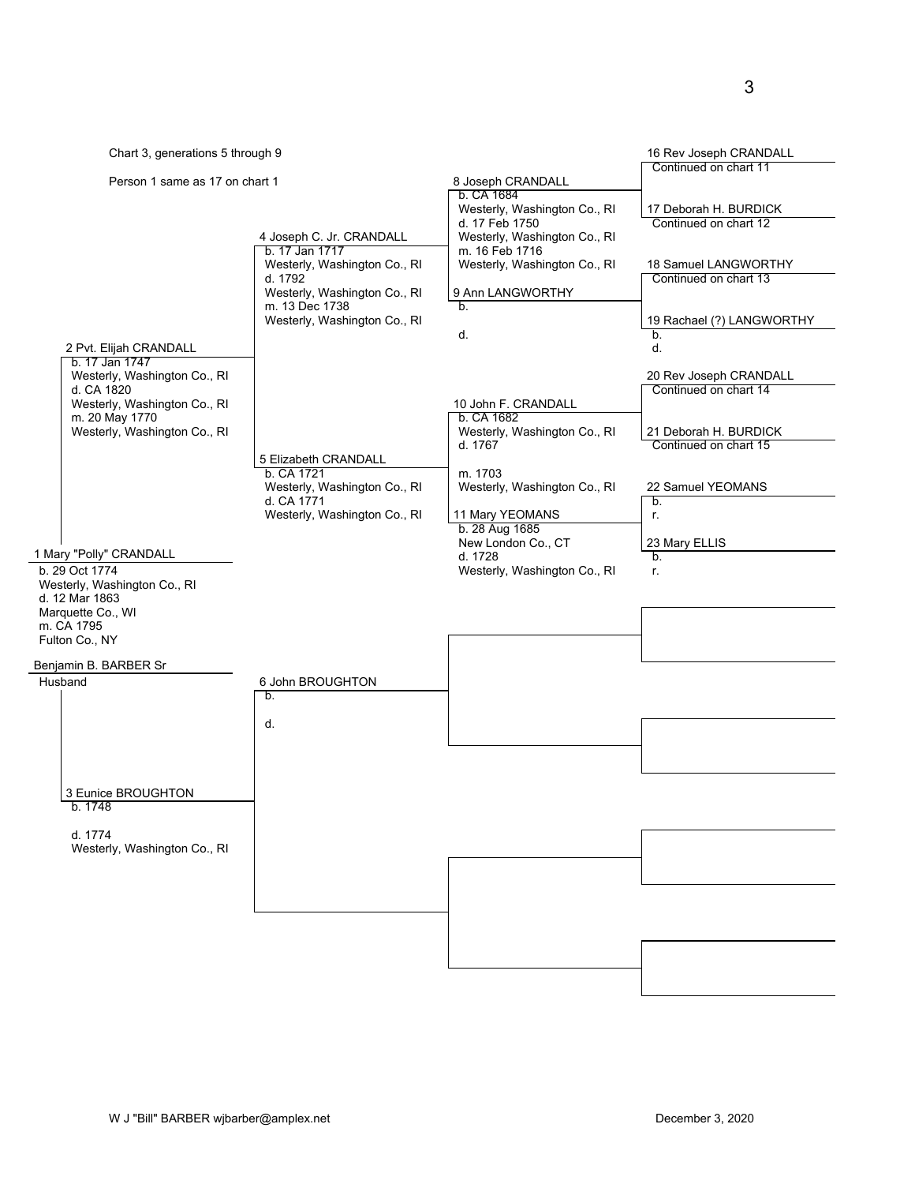Chart 3, generations 5 through 9

Person 1 same as 17 on chart 1

**1 Mary "Polly" CRANDALL**
b. 29 Oct 1774
Westerly, Washington Co., RI
d. 12 Mar 1863
Marquette Co., WI
m. CA 1795
Fulton Co., NY

**Benjamin B. BARBER Sr**
Husband

**2 Pvt. Elijah CRANDALL**
b. 17 Jan 1747
Westerly, Washington Co., RI
d. CA 1820
Westerly, Washington Co., RI
m. 20 May 1770
Westerly, Washington Co., RI

**3 Eunice BROUGHTON**
b. 1748

d. 1774
Westerly, Washington Co., RI

**4 Joseph C. Jr. CRANDALL**
b. 17 Jan 1717
Westerly, Washington Co., RI
d. 1792
Westerly, Washington Co., RI
m. 13 Dec 1738
Westerly, Washington Co., RI

**5 Elizabeth CRANDALL**
b. CA 1721
Westerly, Washington Co., RI
d. CA 1771
Westerly, Washington Co., RI

**6 John BROUGHTON**
b.

d.

**8 Joseph CRANDALL**
b. CA 1684
Westerly, Washington Co., RI
d. 17 Feb 1750
Westerly, Washington Co., RI
m. 16 Feb 1716
Westerly, Washington Co., RI

**9 Ann LANGWORTHY**
b.

d.

**10 John F. CRANDALL**
b. CA 1682
Westerly, Washington Co., RI
d. 1767

m. 1703
Westerly, Washington Co., RI

**11 Mary YEOMANS**
b. 28 Aug 1685
New London Co., CT
d. 1728
Westerly, Washington Co., RI

**16 Rev Joseph CRANDALL**
Continued on chart 11

**17 Deborah H. BURDICK**
Continued on chart 12

**18 Samuel LANGWORTHY**
Continued on chart 13

**19 Rachael (?) LANGWORTHY**
b.
d.

**20 Rev Joseph CRANDALL**
Continued on chart 14

**21 Deborah H. BURDICK**
Continued on chart 15

**22 Samuel YEOMANS**
b.
r.

**23 Mary ELLIS**
b.
r.

W J "Bill" BARBER wjbarber@amplex.net

December 3, 2020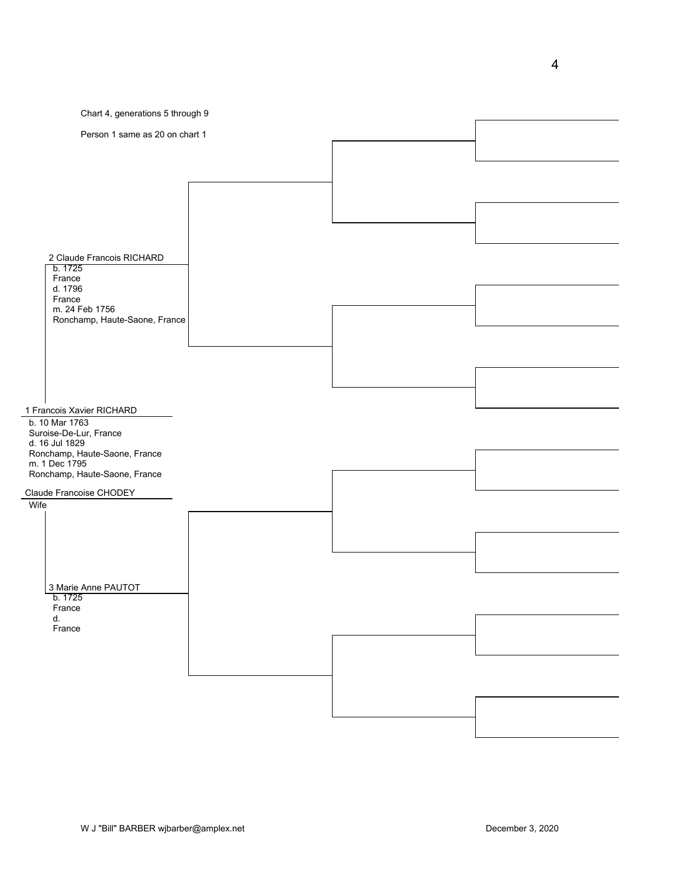Chart 4, generations 5 through 9

Person 1 same as 20 on chart 1

**2 Claude Francois RICHARD**
b. 1725
France
d. 1796
France
m. 24 Feb 1756
Ronchamp, Haute-Saone, France

**1 Francois Xavier RICHARD**
b. 10 Mar 1763
Suroise-De-Lur, France
d. 16 Jul 1829
Ronchamp, Haute-Saone, France
m. 1 Dec 1795
Ronchamp, Haute-Saone, France

**Claude Francoise CHODEY**
Wife

**3 Marie Anne PAUTOT**
b. 1725
France
d.
France

W J "Bill" BARBER wjbarber@amplex.net

December 3, 2020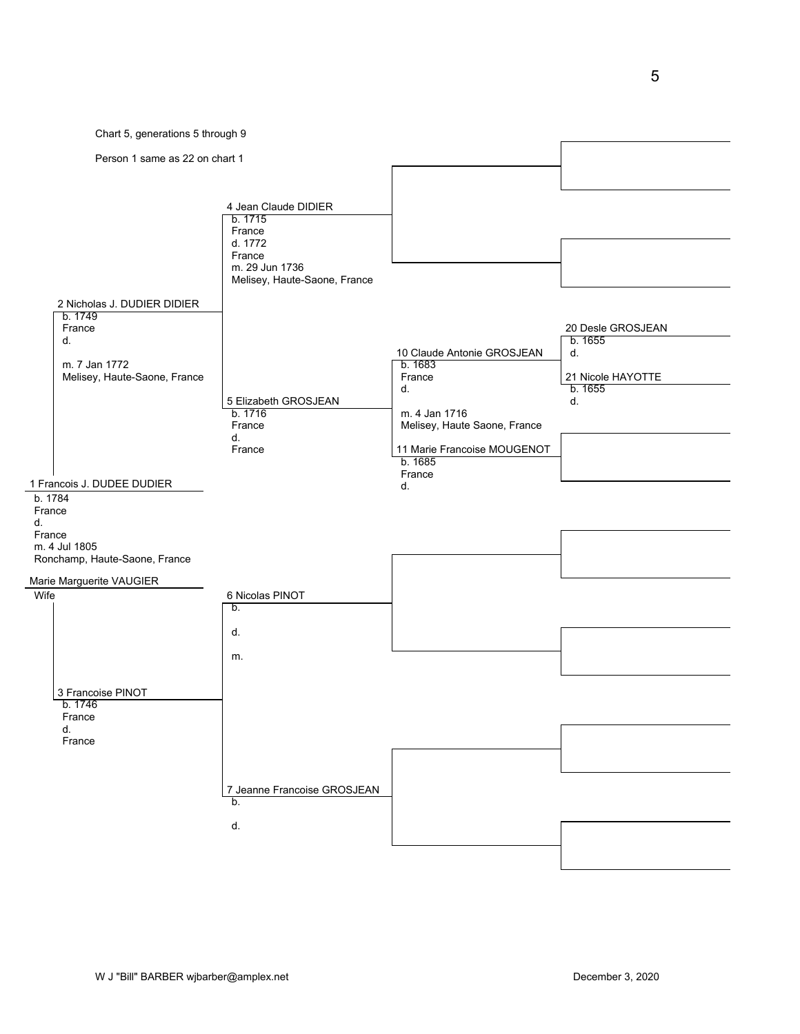Chart 5, generations 5 through 9

Person 1 same as 22 on chart 1

**1 Francois J. DUDEE DUDIER**
b. 1784
France
d.
France
m. 4 Jul 1805
Ronchamp, Haute-Saone, France

**Marie Marguerite VAUGIER**
Wife

**2 Nicholas J. DUDIER DIDIER**
b. 1749
France
d.

m. 7 Jan 1772
Melisey, Haute-Saone, France

**3 Francoise PINOT**
b. 1746
France
d.
France

**4 Jean Claude DIDIER**
b. 1715
France
d. 1772
France
m. 29 Jun 1736
Melisey, Haute-Saone, France

**5 Elizabeth GROSJEAN**
b. 1716
France
d.
France

**6 Nicolas PINOT**
b.

d.

m.

**7 Jeanne Francoise GROSJEAN**
b.

d.

**10 Claude Antonie GROSJEAN**
b. 1683
France
d.

m. 4 Jan 1716
Melisey, Haute Saone, France

**11 Marie Francoise MOUGENOT**
b. 1685
France
d.

**20 Desle GROSJEAN**
b. 1655
d.

**21 Nicole HAYOTTE**
b. 1655
d.

W J "Bill" BARBER wjbarber@amplex.net — December 3, 2020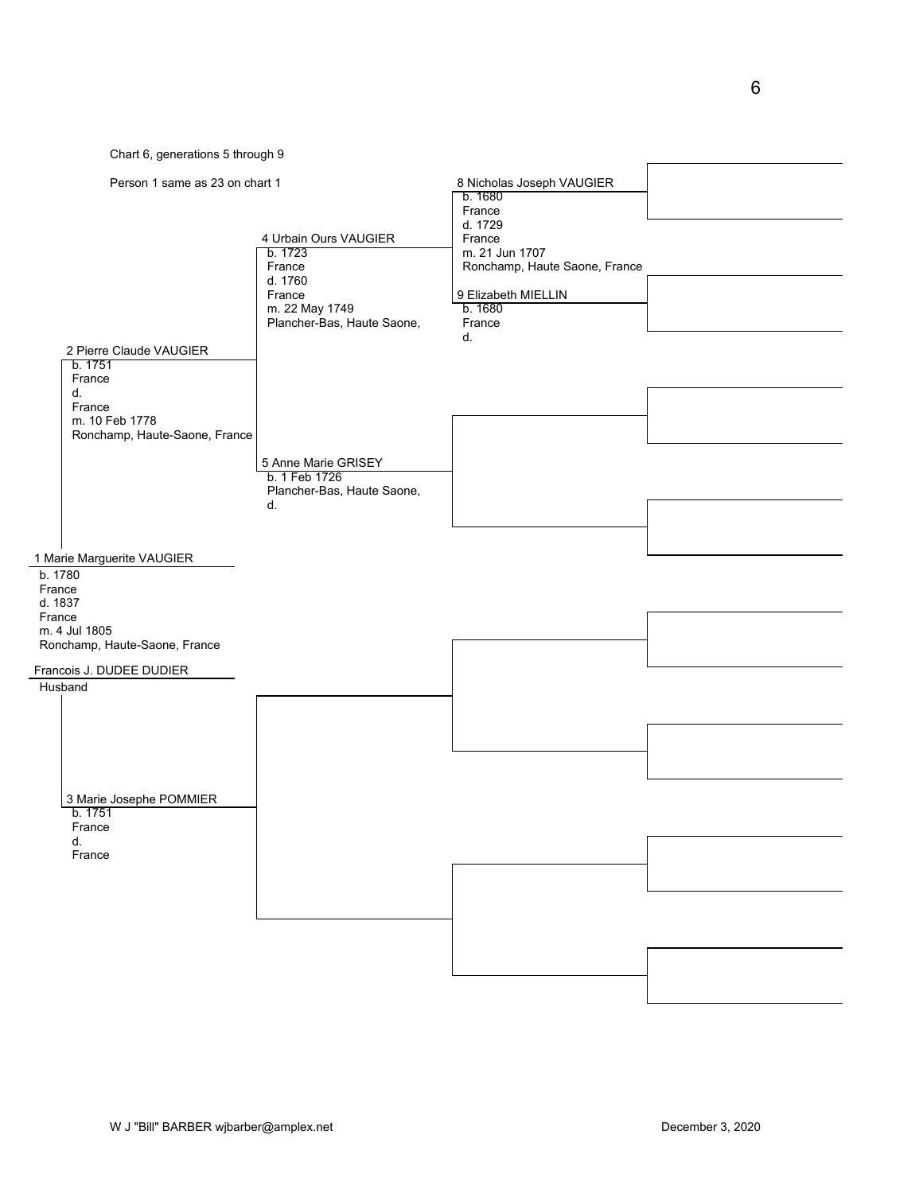Chart 6, generations 5 through 9

Person 1 same as 23 on chart 1

**8 Nicholas Joseph VAUGIER**
b. 1680
France
d. 1729
France
m. 21 Jun 1707
Ronchamp, Haute Saone, France

**4 Urbain Ours VAUGIER**
b. 1723
France
d. 1760
France
m. 22 May 1749
Plancher-Bas, Haute Saone,

**9 Elizabeth MIELLIN**
b. 1680
France
d.

**2 Pierre Claude VAUGIER**
b. 1751
France
d.
France
m. 10 Feb 1778
Ronchamp, Haute-Saone, France

**5 Anne Marie GRISEY**
b. 1 Feb 1726
Plancher-Bas, Haute Saone,
d.

**1 Marie Marguerite VAUGIER**
b. 1780
France
d. 1837
France
m. 4 Jul 1805
Ronchamp, Haute-Saone, France

**Francois J. DUDEE DUDIER**
Husband

**3 Marie Josephe POMMIER**
b. 1751
France
d.
France

W J "Bill" BARBER wjbarber@amplex.net

December 3, 2020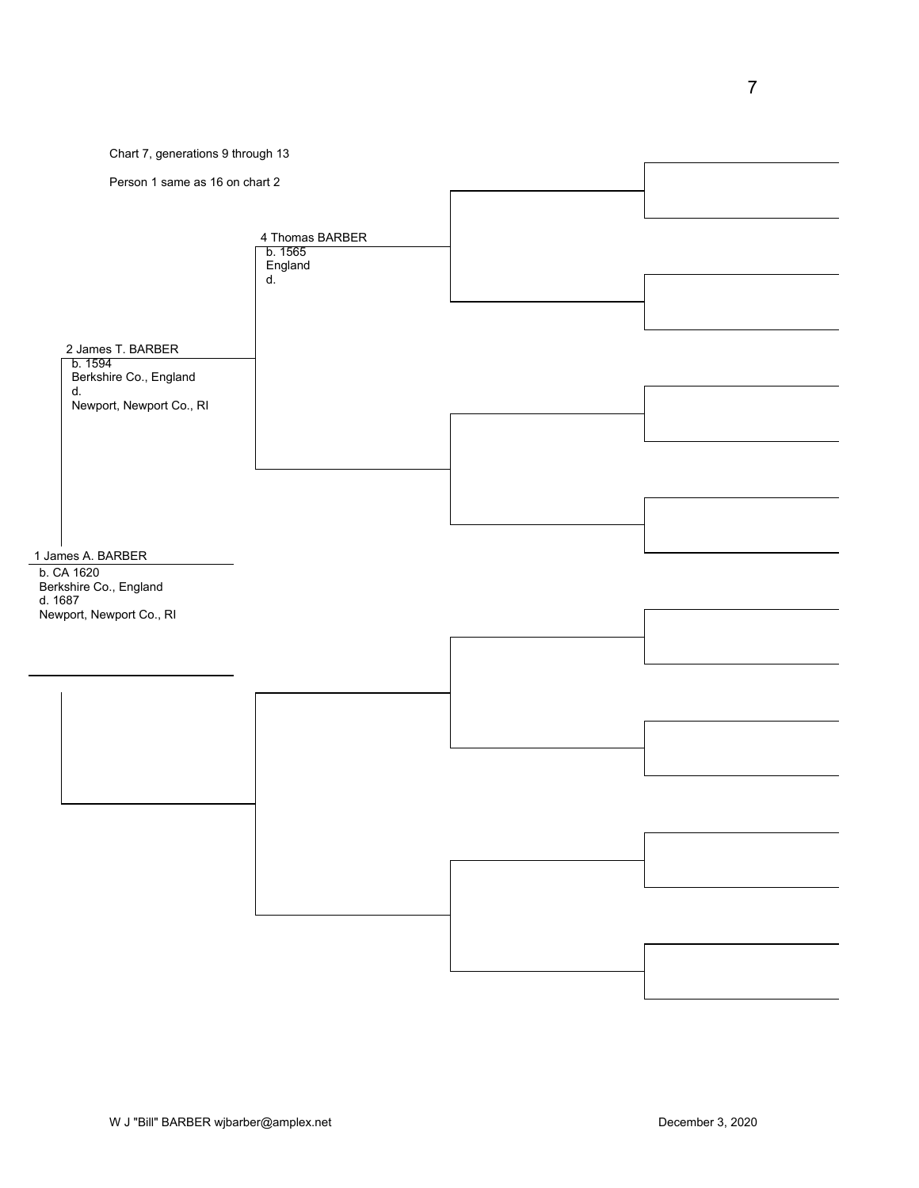Chart 7, generations 9 through 13

Person 1 same as 16 on chart 2

4 Thomas BARBER
b. 1565
England
d.

2 James T. BARBER
b. 1594
Berkshire Co., England
d.
Newport, Newport Co., RI

1 James A. BARBER
b. CA 1620
Berkshire Co., England
d. 1687
Newport, Newport Co., RI

W J "Bill" BARBER wjbarber@amplex.net

December 3, 2020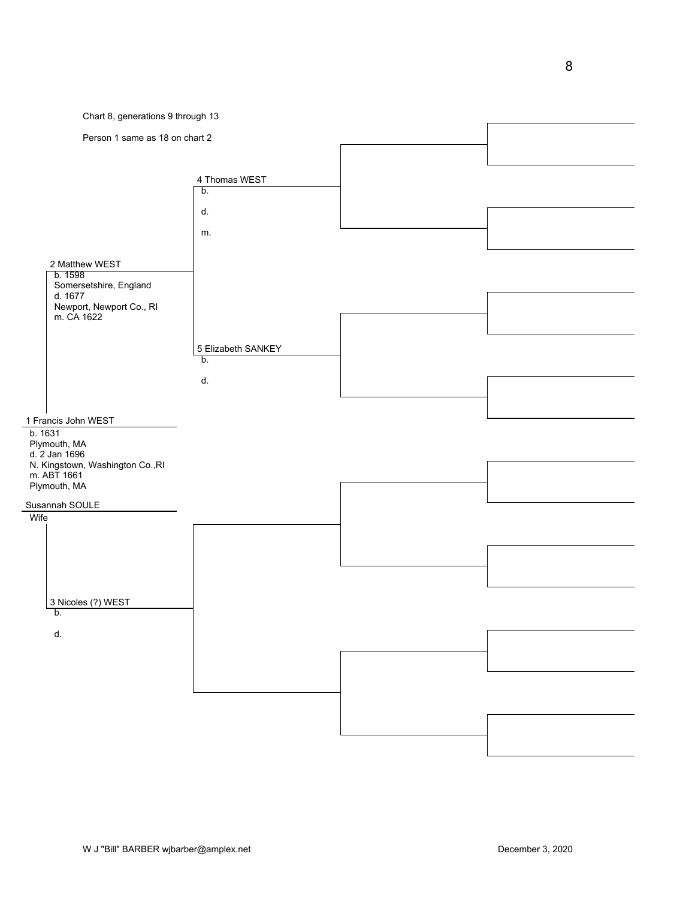Chart 8, generations 9 through 13

Person 1 same as 18 on chart 2

**4 Thomas WEST**
- b.
- d.
- m.

**2 Matthew WEST**
- b. 1598
  Somersetshire, England
- d. 1677
  Newport, Newport Co., RI
- m. CA 1622

**5 Elizabeth SANKEY**
- b.
- d.

**1 Francis John WEST**
- b. 1631
  Plymouth, MA
- d. 2 Jan 1696
  N. Kingstown, Washington Co.,RI
- m. ABT 1661
  Plymouth, MA

**Susannah SOULE**
- Wife

**3 Nicoles (?) WEST**
- b.
- d.

W J "Bill" BARBER wjbarber@amplex.net

December 3, 2020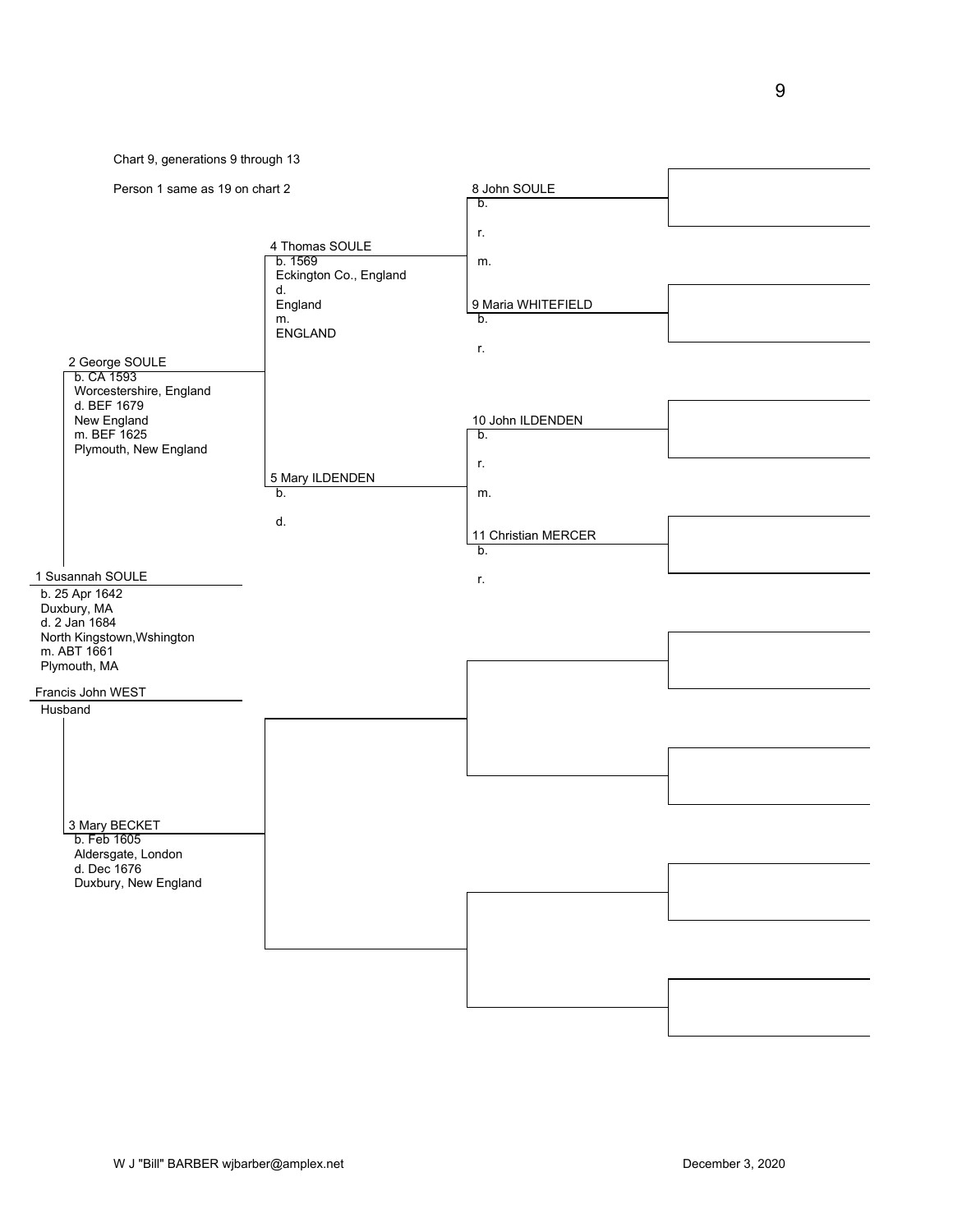Chart 9, generations 9 through 13

Person 1 same as 19 on chart 2

**1 Susannah SOULE**
- b. 25 Apr 1642
- Duxbury, MA
- d. 2 Jan 1684
- North Kingstown,Wshington
- m. ABT 1661
- Plymouth, MA

**Francis John WEST**
- Husband

**2 George SOULE**
- b. CA 1593
- Worcestershire, England
- d. BEF 1679
- New England
- m. BEF 1625
- Plymouth, New England

**3 Mary BECKET**
- b. Feb 1605
- Aldersgate, London
- d. Dec 1676
- Duxbury, New England

**4 Thomas SOULE**
- b. 1569
- Eckington Co., England
- d.
- England
- m.
- ENGLAND

**5 Mary ILDENDEN**
- b.
- d.

**8 John SOULE**
- b.
- r.
- m.

**9 Maria WHITEFIELD**
- b.
- r.

**10 John ILDENDEN**
- b.
- r.
- m.

**11 Christian MERCER**
- b.
- r.

W J "Bill" BARBER wjbarber@amplex.net

December 3, 2020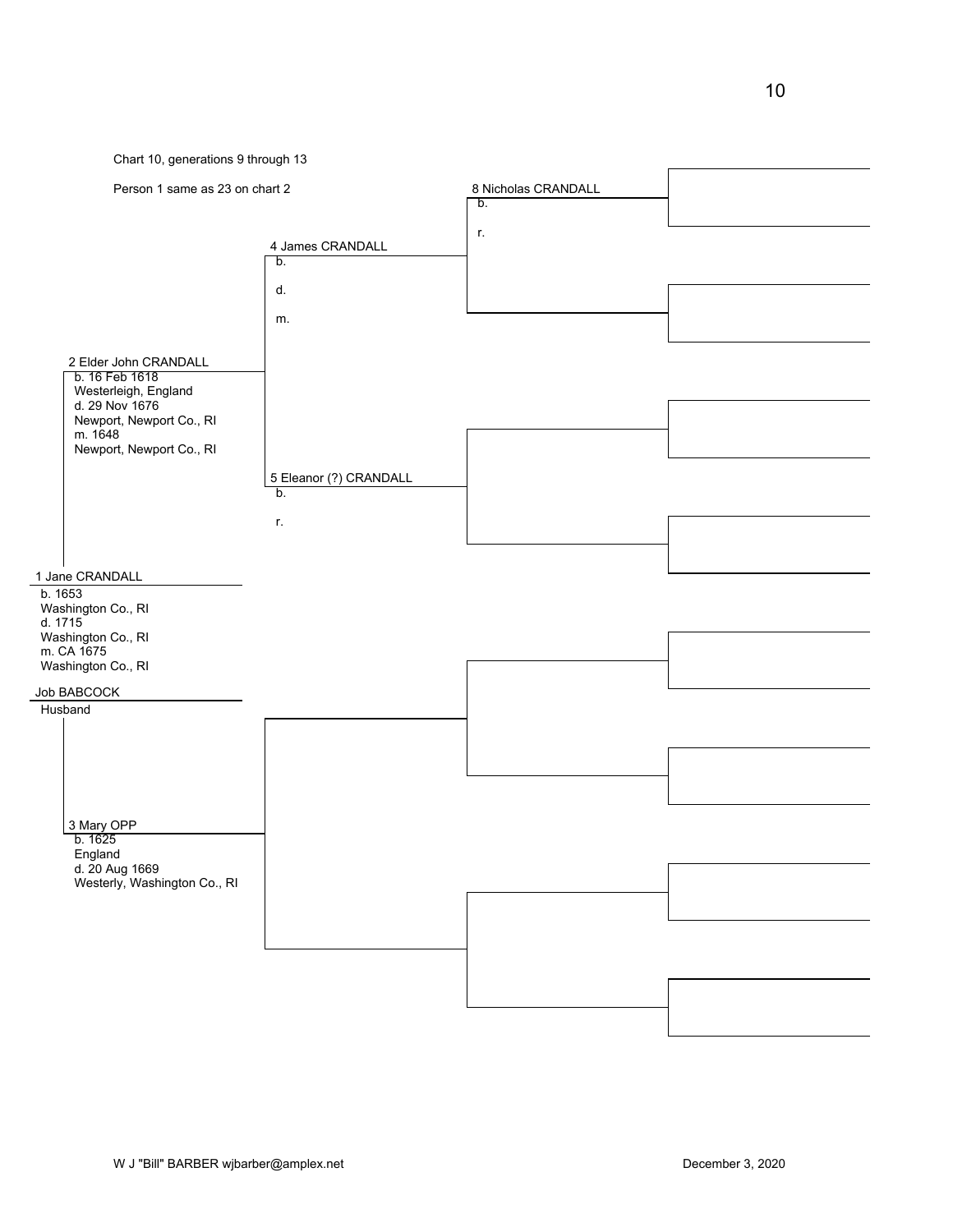Chart 10, generations 9 through 13

Person 1 same as 23 on chart 2

**8 Nicholas CRANDALL**
b.
r.

**4 James CRANDALL**
b.
d.
m.

**2 Elder John CRANDALL**
b. 16 Feb 1618
Westerleigh, England
d. 29 Nov 1676
Newport, Newport Co., RI
m. 1648
Newport, Newport Co., RI

**5 Eleanor (?) CRANDALL**
b.
r.

**1 Jane CRANDALL**
b. 1653
Washington Co., RI
d. 1715
Washington Co., RI
m. CA 1675
Washington Co., RI

**Job BABCOCK**
Husband

**3 Mary OPP**
b. 1625
England
d. 20 Aug 1669
Westerly, Washington Co., RI

W J "Bill" BARBER wjbarber@amplex.net

December 3, 2020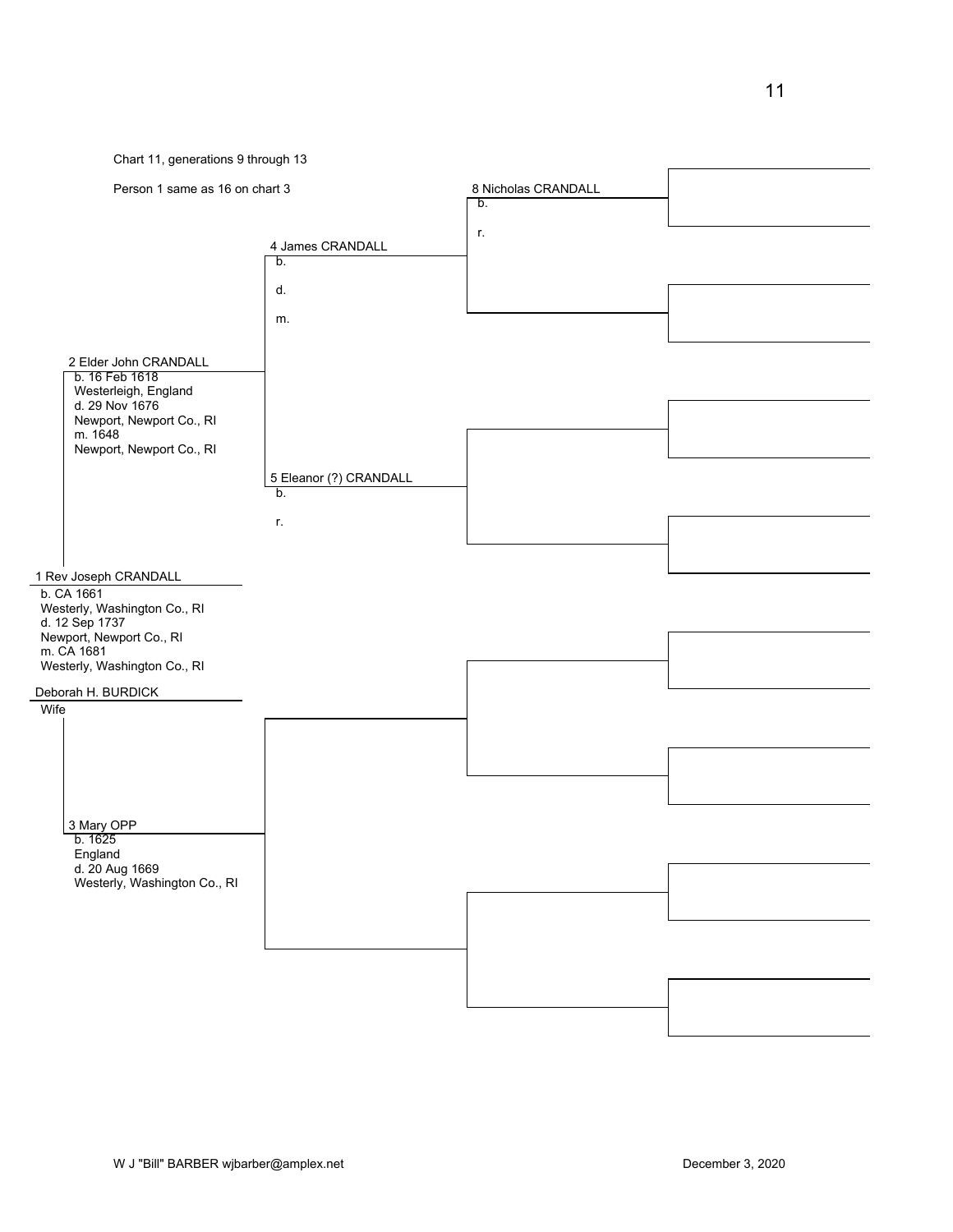Chart 11, generations 9 through 13

Person 1 same as 16 on chart 3

**8 Nicholas CRANDALL**
b.
r.

**4 James CRANDALL**
b.
d.
m.

**2 Elder John CRANDALL**
b. 16 Feb 1618
Westerleigh, England
d. 29 Nov 1676
Newport, Newport Co., RI
m. 1648
Newport, Newport Co., RI

**5 Eleanor (?) CRANDALL**
b.
r.

**1 Rev Joseph CRANDALL**
b. CA 1661
Westerly, Washington Co., RI
d. 12 Sep 1737
Newport, Newport Co., RI
m. CA 1681
Westerly, Washington Co., RI

**Deborah H. BURDICK**
Wife

**3 Mary OPP**
b. 1625
England
d. 20 Aug 1669
Westerly, Washington Co., RI

W J "Bill" BARBER wjbarber@amplex.net

December 3, 2020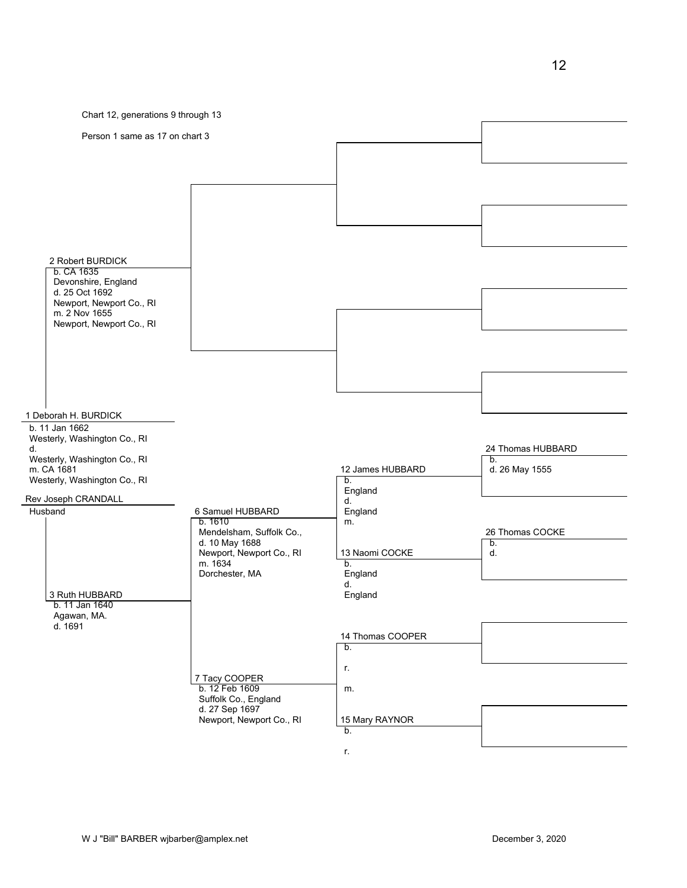Chart 12, generations 9 through 13

Person 1 same as 17 on chart 3

**2 Robert BURDICK**
b. CA 1635
Devonshire, England
d. 25 Oct 1692
Newport, Newport Co., RI
m. 2 Nov 1655
Newport, Newport Co., RI

**1 Deborah H. BURDICK**
b. 11 Jan 1662
Westerly, Washington Co., RI
d.
Westerly, Washington Co., RI
m. CA 1681
Westerly, Washington Co., RI

Rev Joseph CRANDALL
Husband

**3 Ruth HUBBARD**
b. 11 Jan 1640
Agawan, MA.
d. 1691

**6 Samuel HUBBARD**
b. 1610
Mendelsham, Suffolk Co.,
d. 10 May 1688
Newport, Newport Co., RI
m. 1634
Dorchester, MA

**7 Tacy COOPER**
b. 12 Feb 1609
Suffolk Co., England
d. 27 Sep 1697
Newport, Newport Co., RI

**12 James HUBBARD**
b.
England
d.
England
m.

**13 Naomi COCKE**
b.
England
d.
England

**14 Thomas COOPER**
b.

r.

m.

**15 Mary RAYNOR**
b.

r.

**24 Thomas HUBBARD**
b.
d. 26 May 1555

**26 Thomas COCKE**
b.
d.

W J "Bill" BARBER wjbarber@amplex.net

December 3, 2020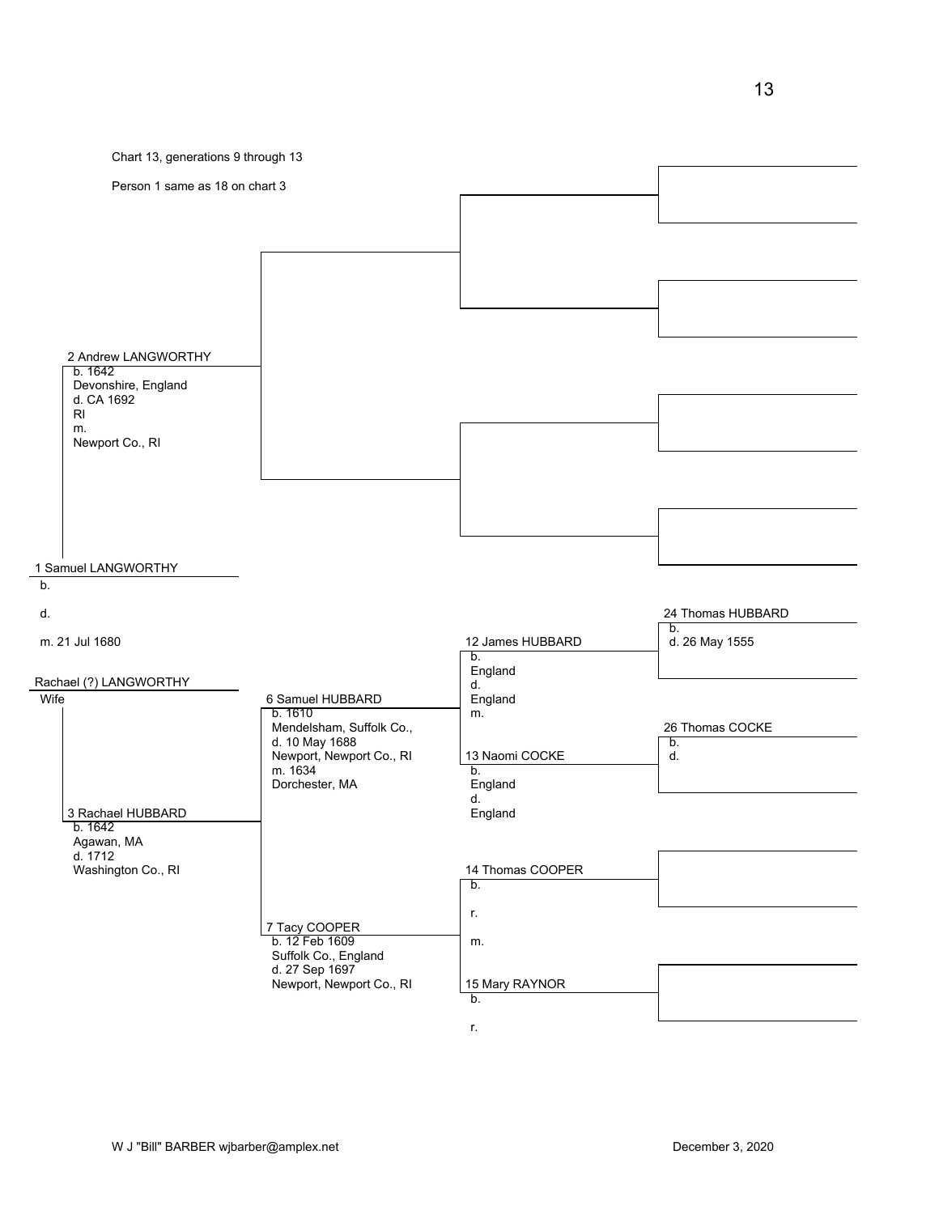Chart 13, generations 9 through 13

Person 1 same as 18 on chart 3

**1 Samuel LANGWORTHY**
b.
d.
m. 21 Jul 1680

**Rachael (?) LANGWORTHY**
Wife

**2 Andrew LANGWORTHY**
b. 1642
Devonshire, England
d. CA 1692
RI
m.
Newport Co., RI

**3 Rachael HUBBARD**
b. 1642
Agawan, MA
d. 1712
Washington Co., RI

**6 Samuel HUBBARD**
b. 1610
Mendelsham, Suffolk Co.,
d. 10 May 1688
Newport, Newport Co., RI
m. 1634
Dorchester, MA

**7 Tacy COOPER**
b. 12 Feb 1609
Suffolk Co., England
d. 27 Sep 1697
Newport, Newport Co., RI

**12 James HUBBARD**
b.
England
d.
England
m.

**13 Naomi COCKE**
b.
England
d.
England

**14 Thomas COOPER**
b.
r.
m.

**15 Mary RAYNOR**
b.
r.

**24 Thomas HUBBARD**
b.
d. 26 May 1555

**26 Thomas COCKE**
b.
d.

W J "Bill" BARBER wjbarber@amplex.net

December 3, 2020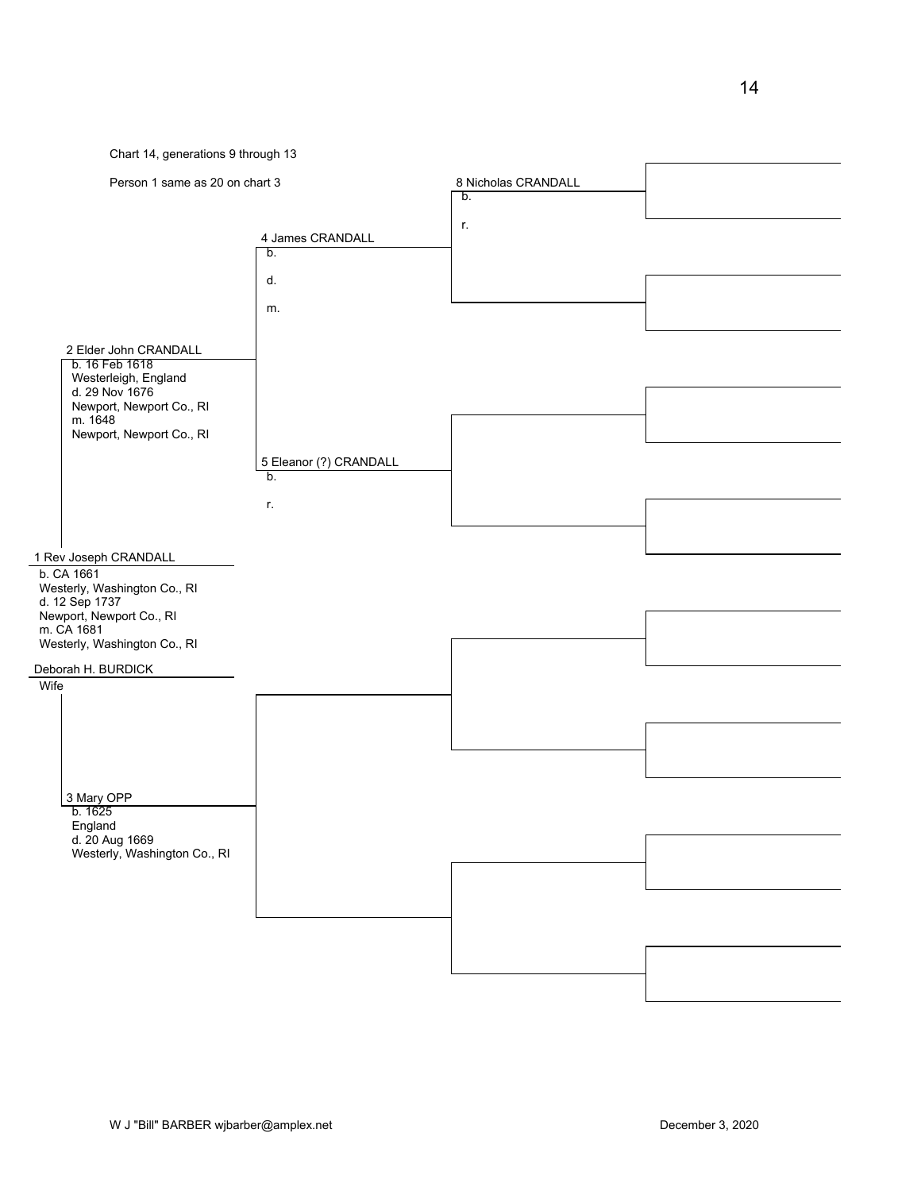Chart 14, generations 9 through 13

Person 1 same as 20 on chart 3

8 Nicholas CRANDALL
b.

r.

4 James CRANDALL
b.

d.

m.

2 Elder John CRANDALL
b. 16 Feb 1618
Westerleigh, England
d. 29 Nov 1676
Newport, Newport Co., RI
m. 1648
Newport, Newport Co., RI

5 Eleanor (?) CRANDALL
b.

r.

1 Rev Joseph CRANDALL
b. CA 1661
Westerly, Washington Co., RI
d. 12 Sep 1737
Newport, Newport Co., RI
m. CA 1681
Westerly, Washington Co., RI

Deborah H. BURDICK
Wife

3 Mary OPP
b. 1625
England
d. 20 Aug 1669
Westerly, Washington Co., RI

W J "Bill" BARBER wjbarber@amplex.net

December 3, 2020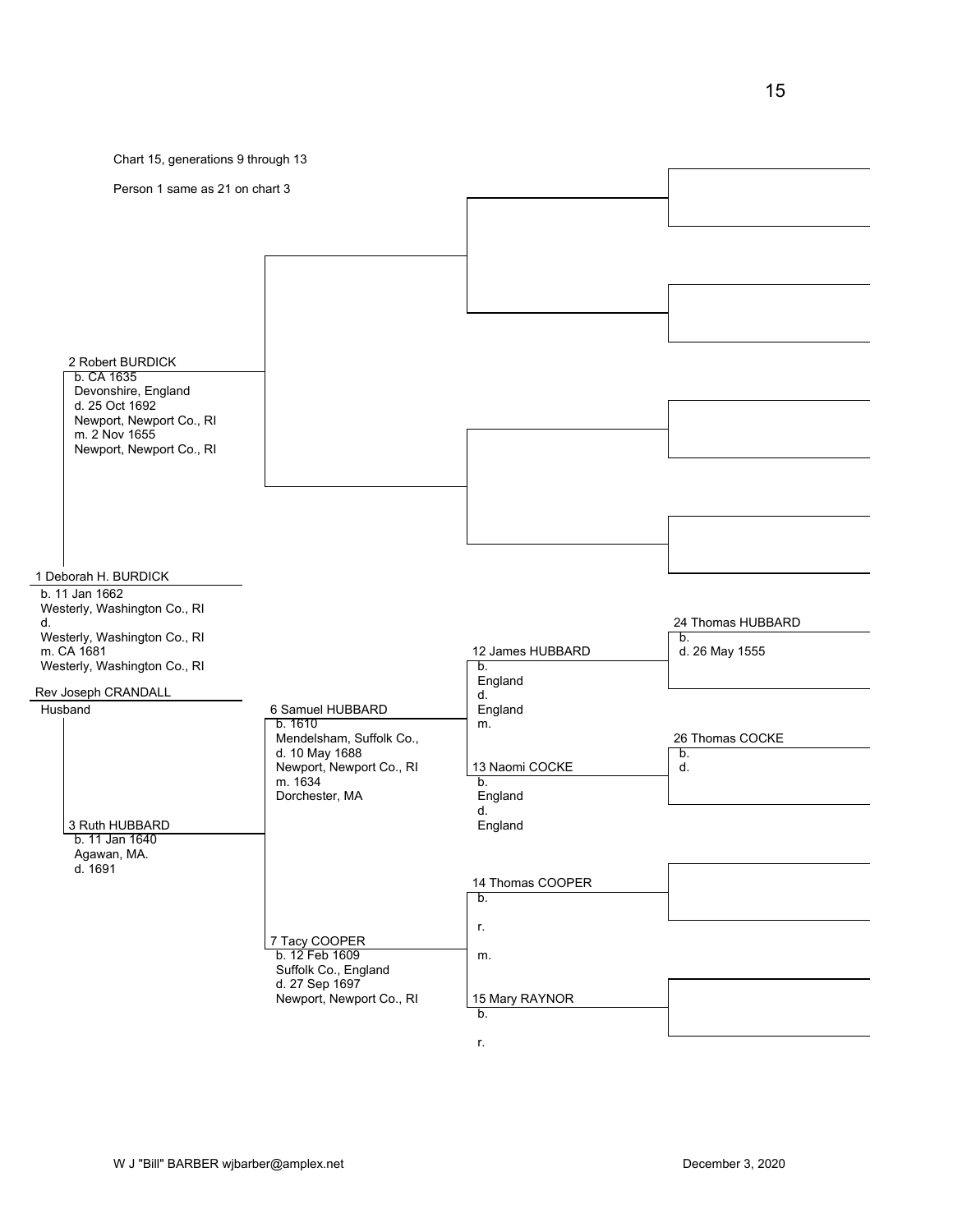Chart 15, generations 9 through 13

Person 1 same as 21 on chart 3

2 Robert BURDICK
b. CA 1635
Devonshire, England
d. 25 Oct 1692
Newport, Newport Co., RI
m. 2 Nov 1655
Newport, Newport Co., RI

1 Deborah H. BURDICK
b. 11 Jan 1662
Westerly, Washington Co., RI
d.
Westerly, Washington Co., RI
m. CA 1681
Westerly, Washington Co., RI

Rev Joseph CRANDALL
Husband

24 Thomas HUBBARD
b.
d. 26 May 1555

12 James HUBBARD
b.
England
d.
England
m.

6 Samuel HUBBARD
b. 1610
Mendelsham, Suffolk Co.,
d. 10 May 1688
Newport, Newport Co., RI
m. 1634
Dorchester, MA

26 Thomas COCKE
b.
d.

13 Naomi COCKE
b.
England
d.
England

3 Ruth HUBBARD
b. 11 Jan 1640
Agawan, MA.
d. 1691

14 Thomas COOPER
b.

r.

m.

7 Tacy COOPER
b. 12 Feb 1609
Suffolk Co., England
d. 27 Sep 1697
Newport, Newport Co., RI

15 Mary RAYNOR
b.

r.

W J "Bill" BARBER wjbarber@amplex.net

December 3, 2020